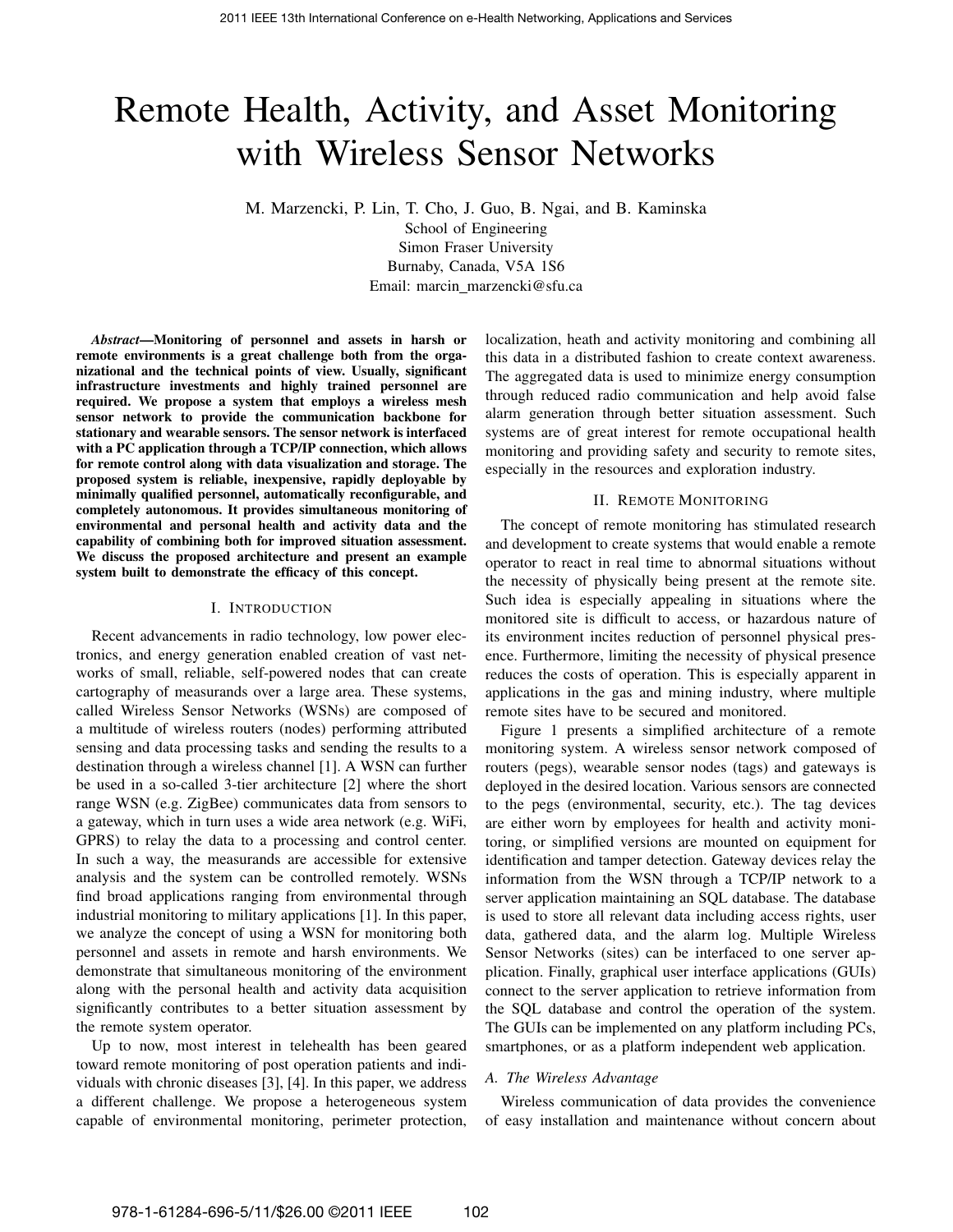# Remote Health, Activity, and Asset Monitoring with Wireless Sensor Networks

M. Marzencki, P. Lin, T. Cho, J. Guo, B. Ngai, and B. Kaminska
School of Engineering
Simon Fraser University
Burnaby, Canada, V5A 1S6
Email: marcin_marzencki@sfu.ca

***Abstract*—Monitoring of personnel and assets in harsh or remote environments is a great challenge both from the organizational and the technical points of view. Usually, significant infrastructure investments and highly trained personnel are required. We propose a system that employs a wireless mesh sensor network to provide the communication backbone for stationary and wearable sensors. The sensor network is interfaced with a PC application through a TCP/IP connection, which allows for remote control along with data visualization and storage. The proposed system is reliable, inexpensive, rapidly deployable by minimally qualified personnel, automatically reconfigurable, and completely autonomous. It provides simultaneous monitoring of environmental and personal health and activity data and the capability of combining both for improved situation assessment. We discuss the proposed architecture and present an example system built to demonstrate the efficacy of this concept.**

## I. Introduction

Recent advancements in radio technology, low power electronics, and energy generation enabled creation of vast networks of small, reliable, self-powered nodes that can create cartography of measurands over a large area. These systems, called Wireless Sensor Networks (WSNs) are composed of a multitude of wireless routers (nodes) performing attributed sensing and data processing tasks and sending the results to a destination through a wireless channel [1]. A WSN can further be used in a so-called 3-tier architecture [2] where the short range WSN (e.g. ZigBee) communicates data from sensors to a gateway, which in turn uses a wide area network (e.g. WiFi, GPRS) to relay the data to a processing and control center. In such a way, the measurands are accessible for extensive analysis and the system can be controlled remotely. WSNs find broad applications ranging from environmental through industrial monitoring to military applications [1]. In this paper, we analyze the concept of using a WSN for monitoring both personnel and assets in remote and harsh environments. We demonstrate that simultaneous monitoring of the environment along with the personal health and activity data acquisition significantly contributes to a better situation assessment by the remote system operator.

Up to now, most interest in telehealth has been geared toward remote monitoring of post operation patients and individuals with chronic diseases [3], [4]. In this paper, we address a different challenge. We propose a heterogeneous system capable of environmental monitoring, perimeter protection, localization, heath and activity monitoring and combining all this data in a distributed fashion to create context awareness. The aggregated data is used to minimize energy consumption through reduced radio communication and help avoid false alarm generation through better situation assessment. Such systems are of great interest for remote occupational health monitoring and providing safety and security to remote sites, especially in the resources and exploration industry.

## II. Remote Monitoring

The concept of remote monitoring has stimulated research and development to create systems that would enable a remote operator to react in real time to abnormal situations without the necessity of physically being present at the remote site. Such idea is especially appealing in situations where the monitored site is difficult to access, or hazardous nature of its environment incites reduction of personnel physical presence. Furthermore, limiting the necessity of physical presence reduces the costs of operation. This is especially apparent in applications in the gas and mining industry, where multiple remote sites have to be secured and monitored.

Figure 1 presents a simplified architecture of a remote monitoring system. A wireless sensor network composed of routers (pegs), wearable sensor nodes (tags) and gateways is deployed in the desired location. Various sensors are connected to the pegs (environmental, security, etc.). The tag devices are either worn by employees for health and activity monitoring, or simplified versions are mounted on equipment for identification and tamper detection. Gateway devices relay the information from the WSN through a TCP/IP network to a server application maintaining an SQL database. The database is used to store all relevant data including access rights, user data, gathered data, and the alarm log. Multiple Wireless Sensor Networks (sites) can be interfaced to one server application. Finally, graphical user interface applications (GUIs) connect to the server application to retrieve information from the SQL database and control the operation of the system. The GUIs can be implemented on any platform including PCs, smartphones, or as a platform independent web application.

### A. The Wireless Advantage

Wireless communication of data provides the convenience of easy installation and maintenance without concern about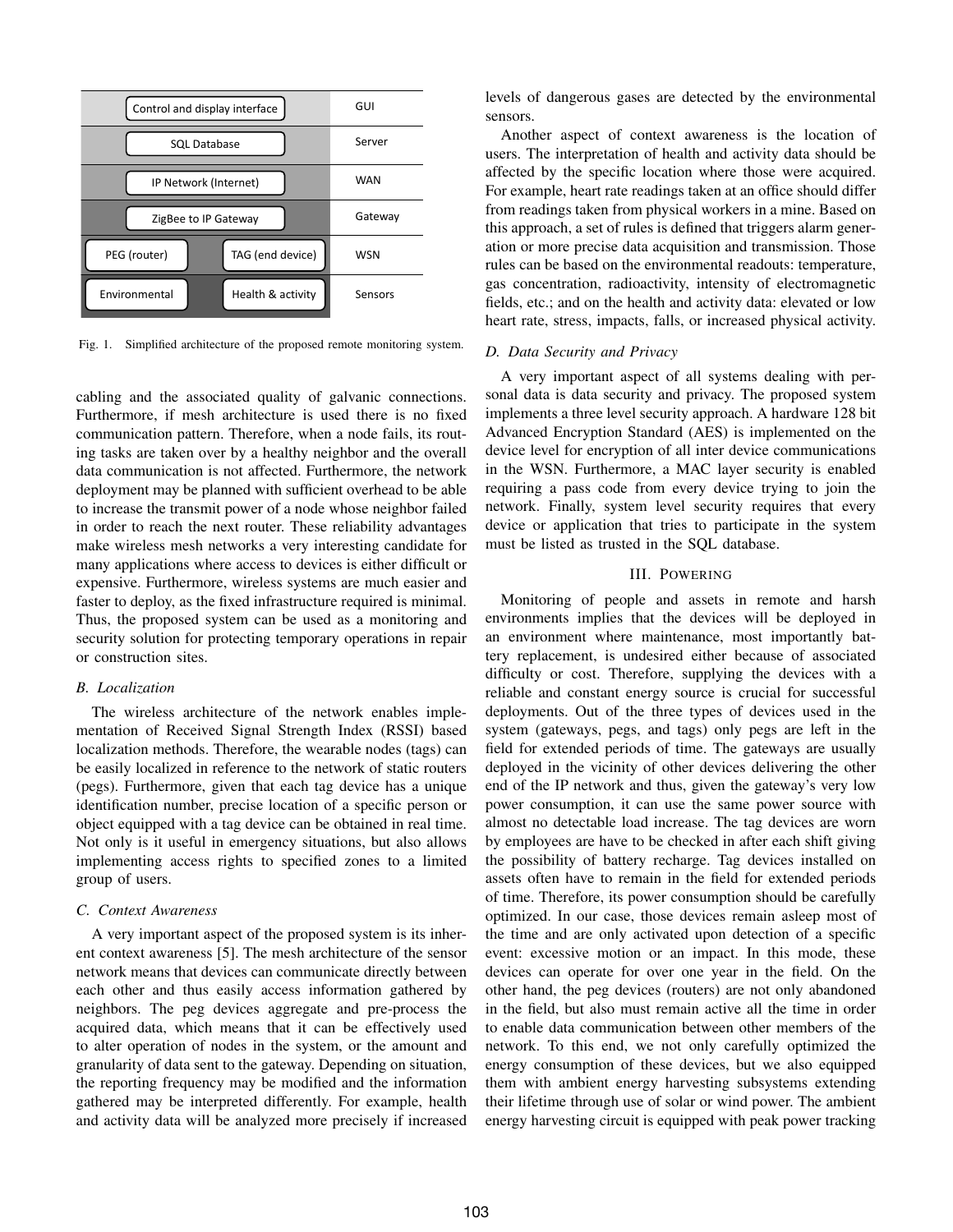Fig. 1. Simplified architecture of the proposed remote monitoring system.

cabling and the associated quality of galvanic connections. Furthermore, if mesh architecture is used there is no fixed communication pattern. Therefore, when a node fails, its routing tasks are taken over by a healthy neighbor and the overall data communication is not affected. Furthermore, the network deployment may be planned with sufficient overhead to be able to increase the transmit power of a node whose neighbor failed in order to reach the next router. These reliability advantages make wireless mesh networks a very interesting candidate for many applications where access to devices is either difficult or expensive. Furthermore, wireless systems are much easier and faster to deploy, as the fixed infrastructure required is minimal. Thus, the proposed system can be used as a monitoring and security solution for protecting temporary operations in repair or construction sites.

### *B. Localization*

The wireless architecture of the network enables implementation of Received Signal Strength Index (RSSI) based localization methods. Therefore, the wearable nodes (tags) can be easily localized in reference to the network of static routers (pegs). Furthermore, given that each tag device has a unique identification number, precise location of a specific person or object equipped with a tag device can be obtained in real time. Not only is it useful in emergency situations, but also allows implementing access rights to specified zones to a limited group of users.

### *C. Context Awareness*

A very important aspect of the proposed system is its inherent context awareness [5]. The mesh architecture of the sensor network means that devices can communicate directly between each other and thus easily access information gathered by neighbors. The peg devices aggregate and pre-process the acquired data, which means that it can be effectively used to alter operation of nodes in the system, or the amount and granularity of data sent to the gateway. Depending on situation, the reporting frequency may be modified and the information gathered may be interpreted differently. For example, health and activity data will be analyzed more precisely if increased levels of dangerous gases are detected by the environmental sensors.

Another aspect of context awareness is the location of users. The interpretation of health and activity data should be affected by the specific location where those were acquired. For example, heart rate readings taken at an office should differ from readings taken from physical workers in a mine. Based on this approach, a set of rules is defined that triggers alarm generation or more precise data acquisition and transmission. Those rules can be based on the environmental readouts: temperature, gas concentration, radioactivity, intensity of electromagnetic fields, etc.; and on the health and activity data: elevated or low heart rate, stress, impacts, falls, or increased physical activity.

### *D. Data Security and Privacy*

A very important aspect of all systems dealing with personal data is data security and privacy. The proposed system implements a three level security approach. A hardware 128 bit Advanced Encryption Standard (AES) is implemented on the device level for encryption of all inter device communications in the WSN. Furthermore, a MAC layer security is enabled requiring a pass code from every device trying to join the network. Finally, system level security requires that every device or application that tries to participate in the system must be listed as trusted in the SQL database.

## III. POWERING

Monitoring of people and assets in remote and harsh environments implies that the devices will be deployed in an environment where maintenance, most importantly battery replacement, is undesired either because of associated difficulty or cost. Therefore, supplying the devices with a reliable and constant energy source is crucial for successful deployments. Out of the three types of devices used in the system (gateways, pegs, and tags) only pegs are left in the field for extended periods of time. The gateways are usually deployed in the vicinity of other devices delivering the other end of the IP network and thus, given the gateway's very low power consumption, it can use the same power source with almost no detectable load increase. The tag devices are worn by employees are have to be checked in after each shift giving the possibility of battery recharge. Tag devices installed on assets often have to remain in the field for extended periods of time. Therefore, its power consumption should be carefully optimized. In our case, those devices remain asleep most of the time and are only activated upon detection of a specific event: excessive motion or an impact. In this mode, these devices can operate for over one year in the field. On the other hand, the peg devices (routers) are not only abandoned in the field, but also must remain active all the time in order to enable data communication between other members of the network. To this end, we not only carefully optimized the energy consumption of these devices, but we also equipped them with ambient energy harvesting subsystems extending their lifetime through use of solar or wind power. The ambient energy harvesting circuit is equipped with peak power tracking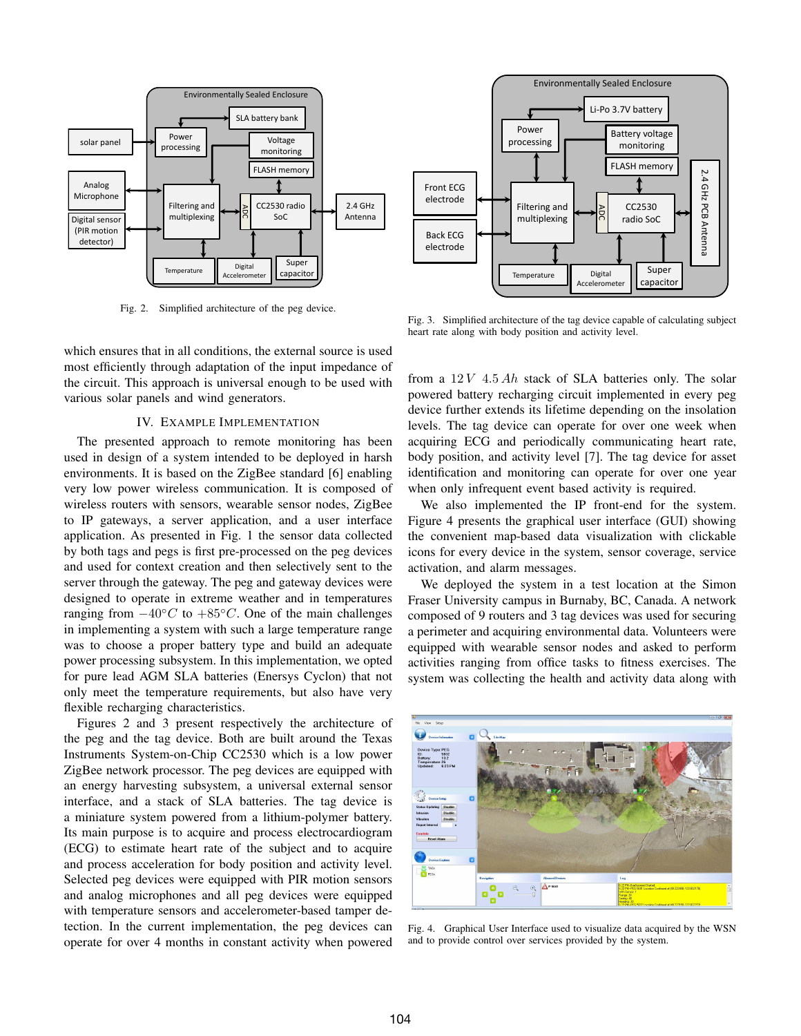Fig. 2. Simplified architecture of the peg device.

Fig. 3. Simplified architecture of the tag device capable of calculating subject heart rate along with body position and activity level.

which ensures that in all conditions, the external source is used most efficiently through adaptation of the input impedance of the circuit. This approach is universal enough to be used with various solar panels and wind generators.

## IV. Example Implementation

The presented approach to remote monitoring has been used in design of a system intended to be deployed in harsh environments. It is based on the ZigBee standard [6] enabling very low power wireless communication. It is composed of wireless routers with sensors, wearable sensor nodes, ZigBee to IP gateways, a server application, and a user interface application. As presented in Fig. 1 the sensor data collected by both tags and pegs is first pre-processed on the peg devices and used for context creation and then selectively sent to the server through the gateway. The peg and gateway devices were designed to operate in extreme weather and in temperatures ranging from $-40°C$ to $+85°C$. One of the main challenges in implementing a system with such a large temperature range was to choose a proper battery type and build an adequate power processing subsystem. In this implementation, we opted for pure lead AGM SLA batteries (Enersys Cyclon) that not only meet the temperature requirements, but also have very flexible recharging characteristics.

Figures 2 and 3 present respectively the architecture of the peg and the tag device. Both are built around the Texas Instruments System-on-Chip CC2530 which is a low power ZigBee network processor. The peg devices are equipped with an energy harvesting subsystem, a universal external sensor interface, and a stack of SLA batteries. The tag device is a miniature system powered from a lithium-polymer battery. Its main purpose is to acquire and process electrocardiogram (ECG) to estimate heart rate of the subject and to acquire and process acceleration for body position and activity level. Selected peg devices were equipped with PIR motion sensors and analog microphones and all peg devices were equipped with temperature sensors and accelerometer-based tamper detection. In the current implementation, the peg devices can operate for over 4 months in constant activity when powered from a $12\,V$ $4.5\,Ah$ stack of SLA batteries only. The solar powered battery recharging circuit implemented in every peg device further extends its lifetime depending on the insolation levels. The tag device can operate for over one week when acquiring ECG and periodically communicating heart rate, body position, and activity level [7]. The tag device for asset identification and monitoring can operate for over one year when only infrequent event based activity is required.

We also implemented the IP front-end for the system. Figure 4 presents the graphical user interface (GUI) showing the convenient map-based data visualization with clickable icons for every device in the system, sensor coverage, service activation, and alarm messages.

We deployed the system in a test location at the Simon Fraser University campus in Burnaby, BC, Canada. A network composed of 9 routers and 3 tag devices was used for securing a perimeter and acquiring environmental data. Volunteers were equipped with wearable sensor nodes and asked to perform activities ranging from office tasks to fitness exercises. The system was collecting the health and activity data along with

Fig. 4. Graphical User Interface used to visualize data acquired by the WSN and to provide control over services provided by the system.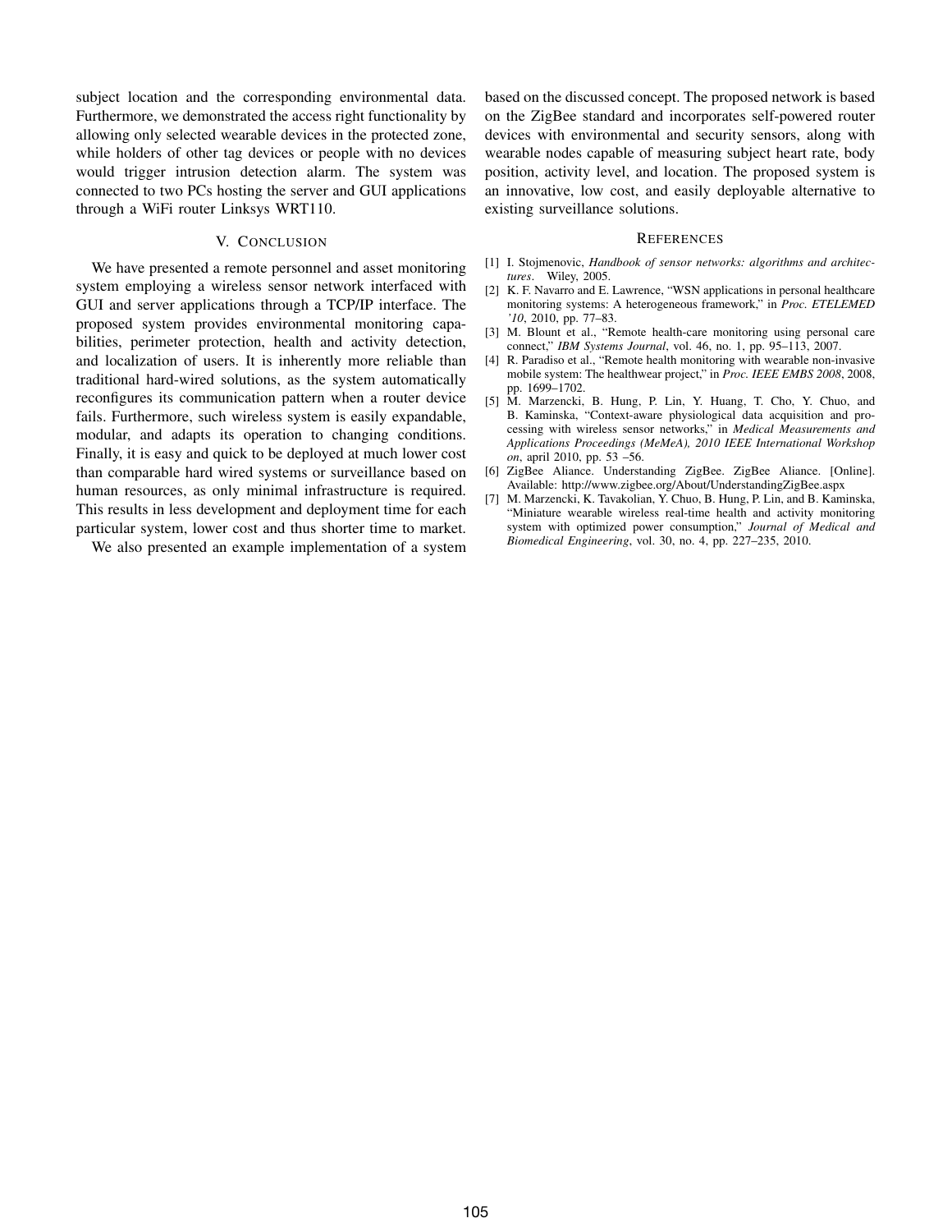subject location and the corresponding environmental data. Furthermore, we demonstrated the access right functionality by allowing only selected wearable devices in the protected zone, while holders of other tag devices or people with no devices would trigger intrusion detection alarm. The system was connected to two PCs hosting the server and GUI applications through a WiFi router Linksys WRT110.

## V. Conclusion

We have presented a remote personnel and asset monitoring system employing a wireless sensor network interfaced with GUI and server applications through a TCP/IP interface. The proposed system provides environmental monitoring capabilities, perimeter protection, health and activity detection, and localization of users. It is inherently more reliable than traditional hard-wired solutions, as the system automatically reconfigures its communication pattern when a router device fails. Furthermore, such wireless system is easily expandable, modular, and adapts its operation to changing conditions. Finally, it is easy and quick to be deployed at much lower cost than comparable hard wired systems or surveillance based on human resources, as only minimal infrastructure is required. This results in less development and deployment time for each particular system, lower cost and thus shorter time to market.

We also presented an example implementation of a system based on the discussed concept. The proposed network is based on the ZigBee standard and incorporates self-powered router devices with environmental and security sensors, along with wearable nodes capable of measuring subject heart rate, body position, activity level, and location. The proposed system is an innovative, low cost, and easily deployable alternative to existing surveillance solutions.

## References

[1] I. Stojmenovic, *Handbook of sensor networks: algorithms and architectures*. Wiley, 2005.

[2] K. F. Navarro and E. Lawrence, "WSN applications in personal healthcare monitoring systems: A heterogeneous framework," in *Proc. ETELEMED '10*, 2010, pp. 77–83.

[3] M. Blount et al., "Remote health-care monitoring using personal care connect," *IBM Systems Journal*, vol. 46, no. 1, pp. 95–113, 2007.

[4] R. Paradiso et al., "Remote health monitoring with wearable non-invasive mobile system: The healthwear project," in *Proc. IEEE EMBS 2008*, 2008, pp. 1699–1702.

[5] M. Marzencki, B. Hung, P. Lin, Y. Huang, T. Cho, Y. Chuo, and B. Kaminska, "Context-aware physiological data acquisition and processing with wireless sensor networks," in *Medical Measurements and Applications Proceedings (MeMeA), 2010 IEEE International Workshop on*, april 2010, pp. 53 –56.

[6] ZigBee Aliance. Understanding ZigBee. ZigBee Aliance. [Online]. Available: http://www.zigbee.org/About/UnderstandingZigBee.aspx

[7] M. Marzencki, K. Tavakolian, Y. Chuo, B. Hung, P. Lin, and B. Kaminska, "Miniature wearable wireless real-time health and activity monitoring system with optimized power consumption," *Journal of Medical and Biomedical Engineering*, vol. 30, no. 4, pp. 227–235, 2010.